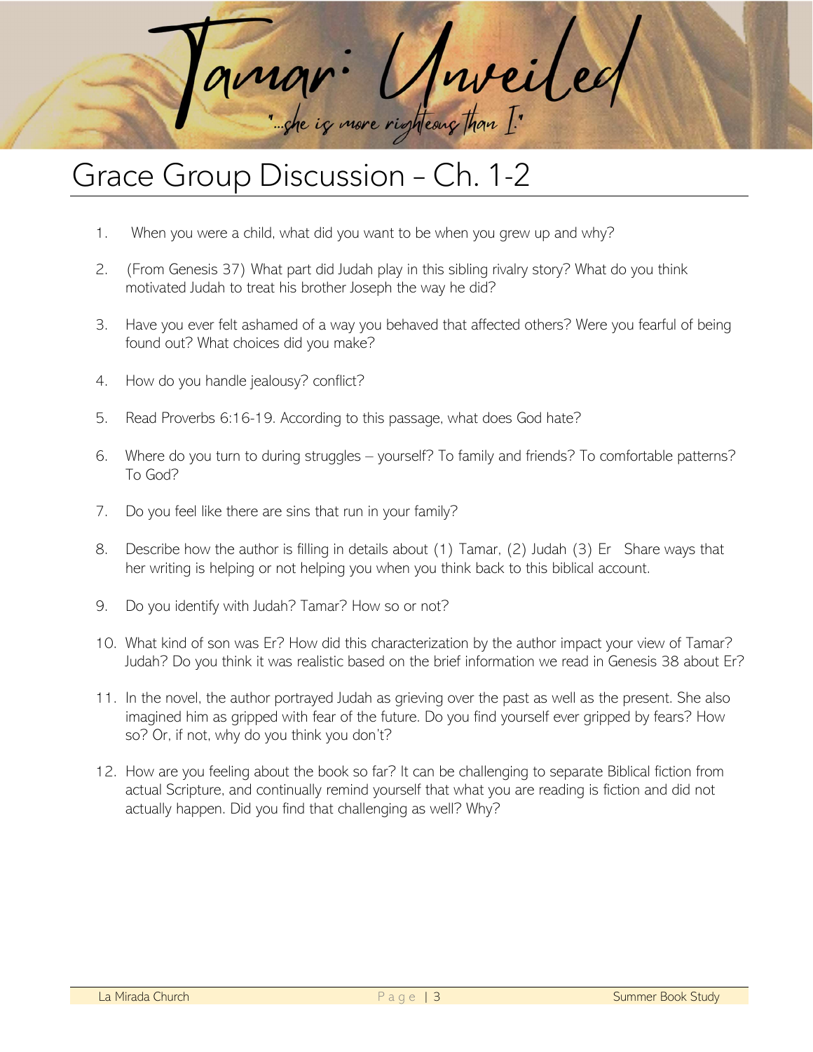# Tamar: Unveiled

*"...she is more righteous than I."*

## Grace Group Discussion – Ch. 1-2

1. When you were a child, what did you want to be when you grew up and why?
2. (From Genesis 37) What part did Judah play in this sibling rivalry story? What do you think motivated Judah to treat his brother Joseph the way he did?
3. Have you ever felt ashamed of a way you behaved that affected others? Were you fearful of being found out? What choices did you make?
4. How do you handle jealousy? conflict?
5. Read Proverbs 6:16-19. According to this passage, what does God hate?
6. Where do you turn to during struggles – yourself? To family and friends? To comfortable patterns? To God?
7. Do you feel like there are sins that run in your family?
8. Describe how the author is filling in details about (1) Tamar, (2) Judah (3) Er Share ways that her writing is helping or not helping you when you think back to this biblical account.
9. Do you identify with Judah? Tamar? How so or not?
10. What kind of son was Er? How did this characterization by the author impact your view of Tamar? Judah? Do you think it was realistic based on the brief information we read in Genesis 38 about Er?
11. In the novel, the author portrayed Judah as grieving over the past as well as the present. She also imagined him as gripped with fear of the future. Do you find yourself ever gripped by fears? How so? Or, if not, why do you think you don't?
12. How are you feeling about the book so far? It can be challenging to separate Biblical fiction from actual Scripture, and continually remind yourself that what you are reading is fiction and did not actually happen. Did you find that challenging as well? Why?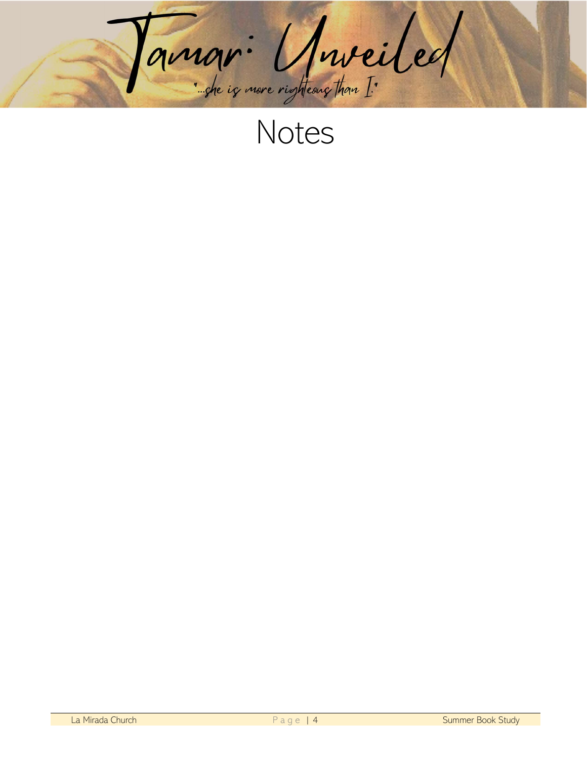# Notes